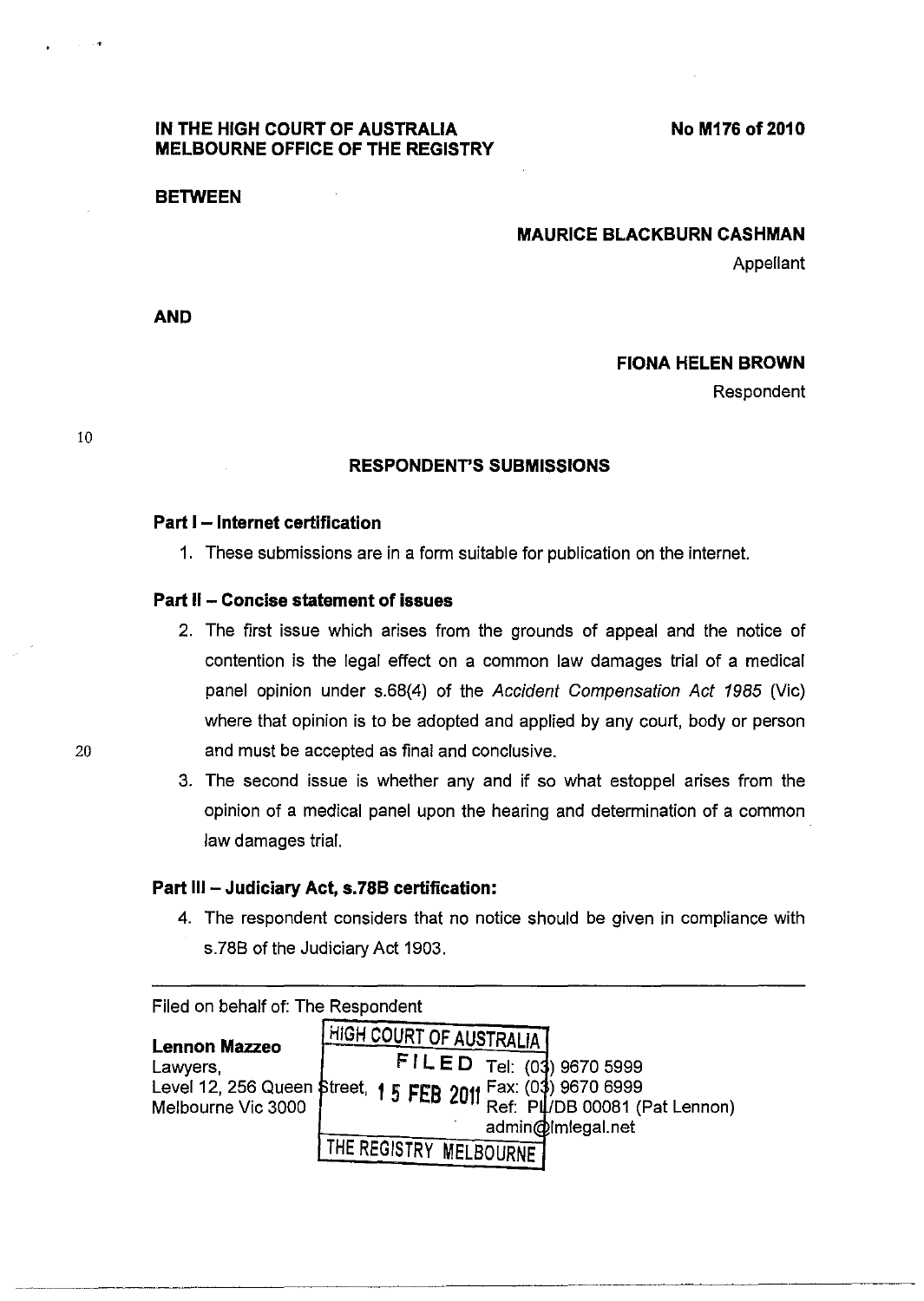**IN THE HIGH COURT OF AUSTRALIA**
**MELBOURNE OFFICE OF THE REGISTRY**

**No M176 of 2010**

**BETWEEN**

**MAURICE BLACKBURN CASHMAN**

Appellant

**AND**

**FIONA HELEN BROWN**

Respondent

## RESPONDENT'S SUBMISSIONS

### Part I – Internet certification

1. These submissions are in a form suitable for publication on the internet.

### Part II – Concise statement of issues

2. The first issue which arises from the grounds of appeal and the notice of contention is the legal effect on a common law damages trial of a medical panel opinion under s.68(4) of the *Accident Compensation Act 1985* (Vic) where that opinion is to be adopted and applied by any court, body or person and must be accepted as final and conclusive.

3. The second issue is whether any and if so what estoppel arises from the opinion of a medical panel upon the hearing and determination of a common law damages trial.

### Part III – Judiciary Act, s.78B certification:

4. The respondent considers that no notice should be given in compliance with s.78B of the Judiciary Act 1903.

---

Filed on behalf of: The Respondent

**Lennon Mazzeo**
Lawyers,
Level 12, 256 Queen Street,
Melbourne Vic 3000

HIGH COURT OF AUSTRALIA
FILED
15 FEB 2011
THE REGISTRY MELBOURNE

Tel: (03) 9670 5999
Fax: (03) 9670 6999
Ref: PL/DB 00081 (Pat Lennon)
admin@lmlegal.net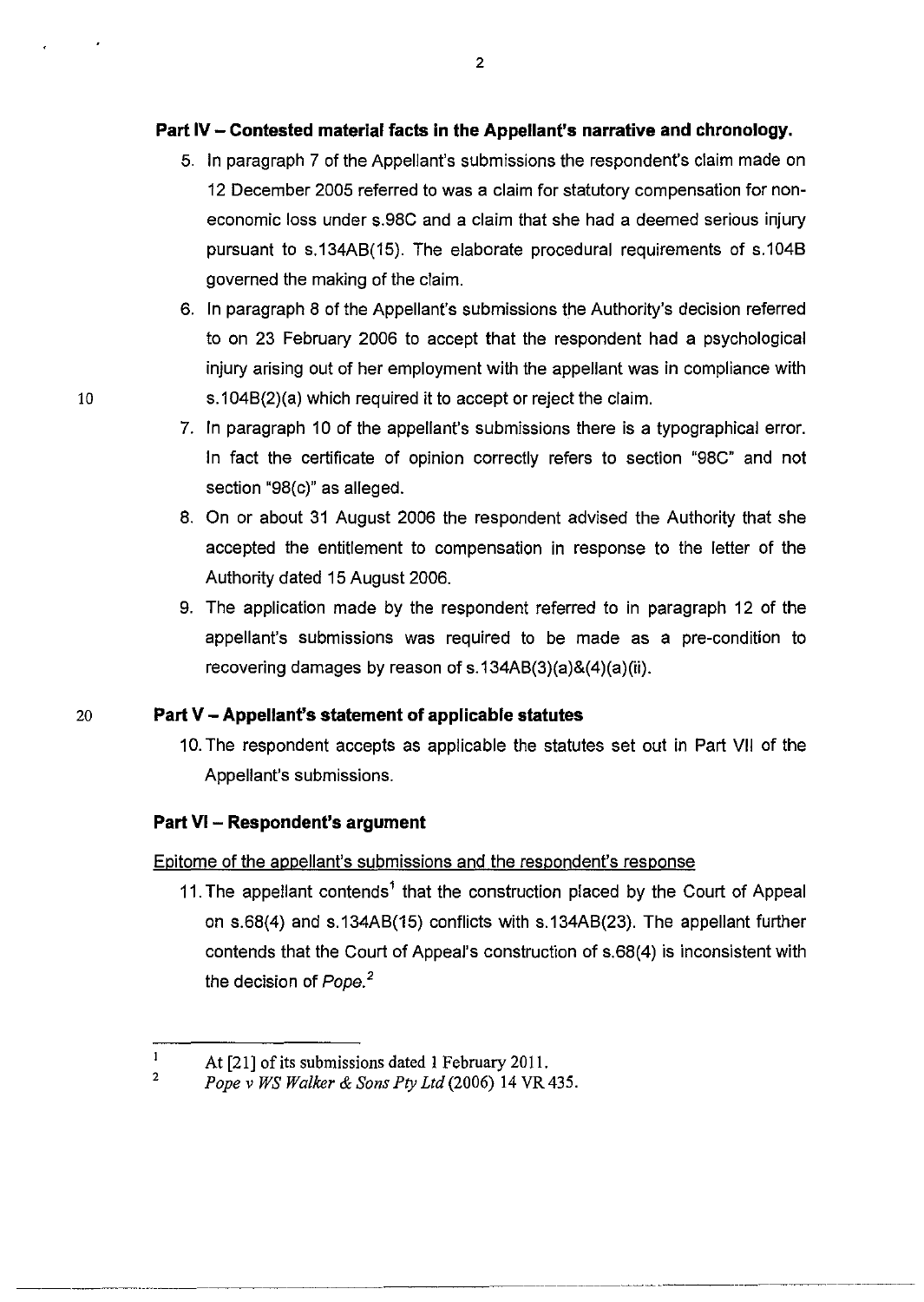## Part IV – Contested material facts in the Appellant's narrative and chronology.

5. In paragraph 7 of the Appellant's submissions the respondent's claim made on 12 December 2005 referred to was a claim for statutory compensation for non-economic loss under s.98C and a claim that she had a deemed serious injury pursuant to s.134AB(15). The elaborate procedural requirements of s.104B governed the making of the claim.
6. In paragraph 8 of the Appellant's submissions the Authority's decision referred to on 23 February 2006 to accept that the respondent had a psychological injury arising out of her employment with the appellant was in compliance with s.104B(2)(a) which required it to accept or reject the claim.
7. In paragraph 10 of the appellant's submissions there is a typographical error. In fact the certificate of opinion correctly refers to section "98C" and not section "98(c)" as alleged.
8. On or about 31 August 2006 the respondent advised the Authority that she accepted the entitlement to compensation in response to the letter of the Authority dated 15 August 2006.
9. The application made by the respondent referred to in paragraph 12 of the appellant's submissions was required to be made as a pre-condition to recovering damages by reason of s.134AB(3)(a)&(4)(a)(ii).

## Part V – Appellant's statement of applicable statutes

10. The respondent accepts as applicable the statutes set out in Part VII of the Appellant's submissions.

## Part VI – Respondent's argument

Epitome of the appellant's submissions and the respondent's response

11. The appellant contends[1] that the construction placed by the Court of Appeal on s.68(4) and s.134AB(15) conflicts with s.134AB(23). The appellant further contends that the Court of Appeal's construction of s.68(4) is inconsistent with the decision of *Pope*.[2]

---

[1] At [21] of its submissions dated 1 February 2011.

[2] *Pope v WS Walker & Sons Pty Ltd* (2006) 14 VR 435.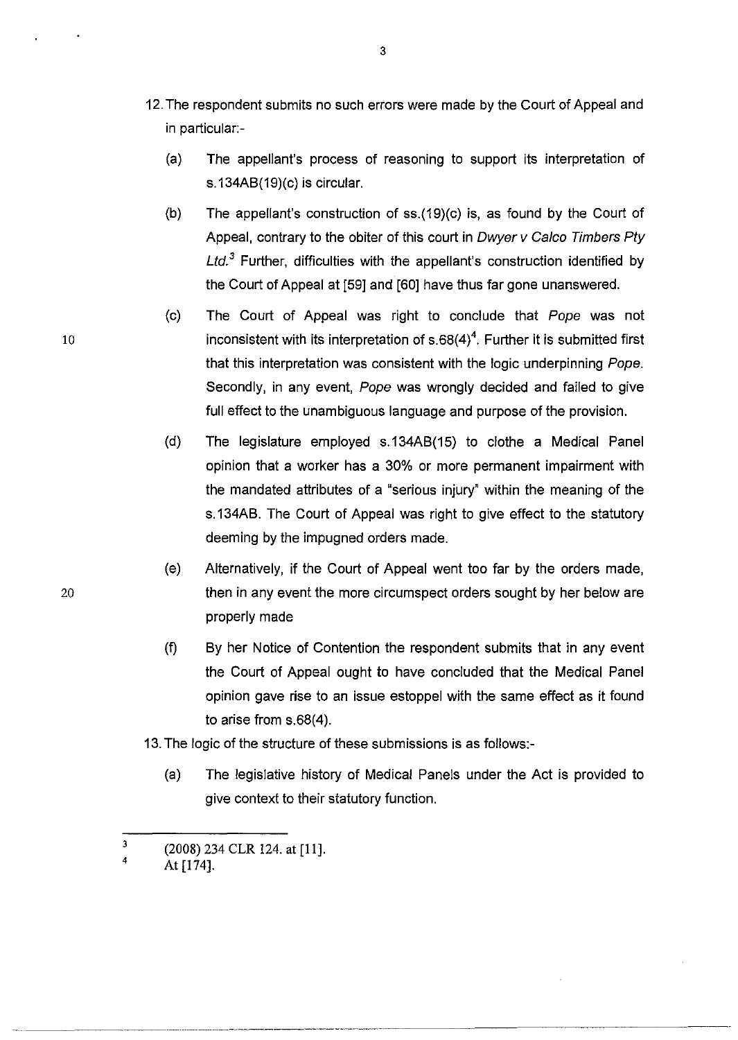12. The respondent submits no such errors were made by the Court of Appeal and in particular:-

    (a) The appellant's process of reasoning to support its interpretation of s.134AB(19)(c) is circular.

    (b) The appellant's construction of ss.(19)(c) is, as found by the Court of Appeal, contrary to the obiter of this court in *Dwyer v Calco Timbers Pty Ltd.*[3] Further, difficulties with the appellant's construction identified by the Court of Appeal at [59] and [60] have thus far gone unanswered.

    (c) The Court of Appeal was right to conclude that *Pope* was not inconsistent with its interpretation of s.68(4)[4]. Further it is submitted first that this interpretation was consistent with the logic underpinning *Pope*. Secondly, in any event, *Pope* was wrongly decided and failed to give full effect to the unambiguous language and purpose of the provision.

    (d) The legislature employed s.134AB(15) to clothe a Medical Panel opinion that a worker has a 30% or more permanent impairment with the mandated attributes of a "serious injury" within the meaning of the s.134AB. The Court of Appeal was right to give effect to the statutory deeming by the impugned orders made.

    (e) Alternatively, if the Court of Appeal went too far by the orders made, then in any event the more circumspect orders sought by her below are properly made

    (f) By her Notice of Contention the respondent submits that in any event the Court of Appeal ought to have concluded that the Medical Panel opinion gave rise to an issue estoppel with the same effect as it found to arise from s.68(4).

13. The logic of the structure of these submissions is as follows:-

    (a) The legislative history of Medical Panels under the Act is provided to give context to their statutory function.

---

[3] (2008) 234 CLR 124. at [11].

[4] At [174].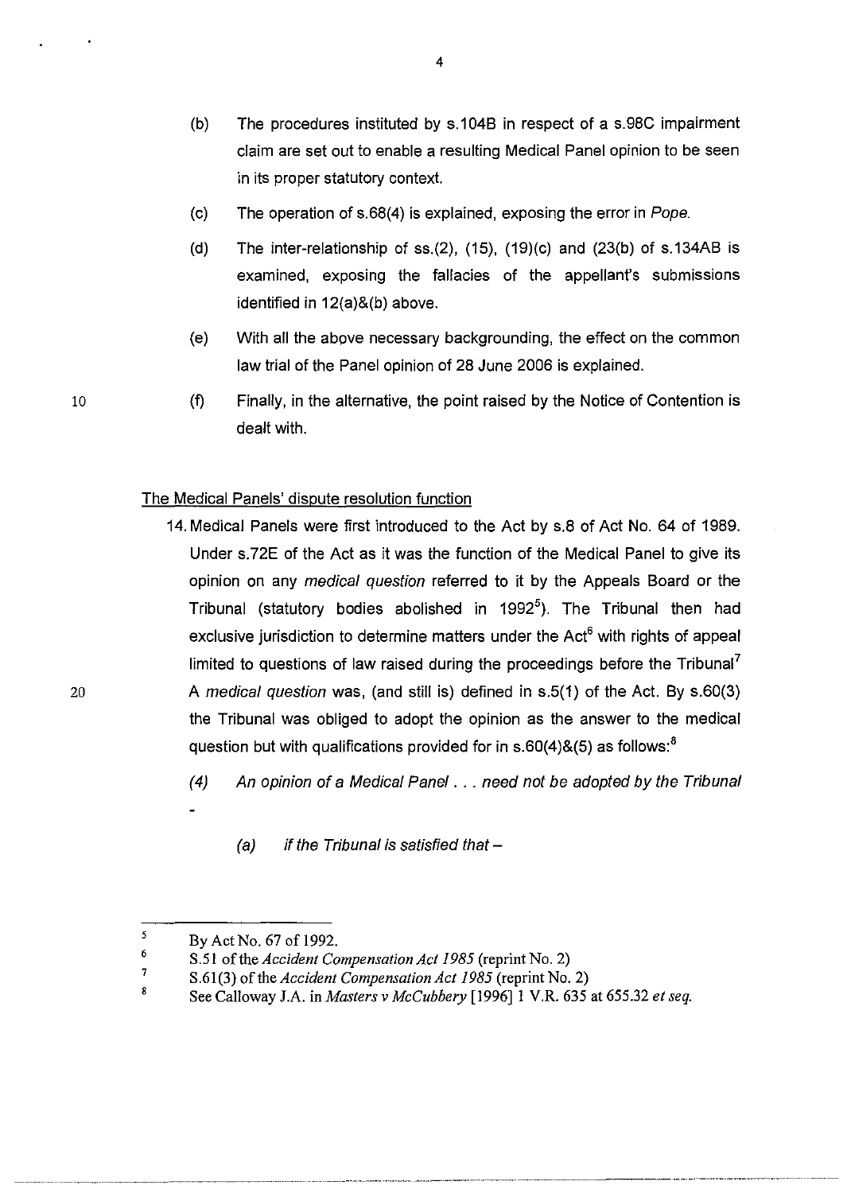(b) The procedures instituted by s.104B in respect of a s.98C impairment claim are set out to enable a resulting Medical Panel opinion to be seen in its proper statutory context.

(c) The operation of s.68(4) is explained, exposing the error in *Pope.*

(d) The inter-relationship of ss.(2), (15), (19)(c) and (23(b) of s.134AB is examined, exposing the fallacies of the appellant's submissions identified in 12(a)&(b) above.

(e) With all the above necessary backgrounding, the effect on the common law trial of the Panel opinion of 28 June 2006 is explained.

(f) Finally, in the alternative, the point raised by the Notice of Contention is dealt with.

## The Medical Panels' dispute resolution function

14. Medical Panels were first introduced to the Act by s.8 of Act No. 64 of 1989. Under s.72E of the Act as it was the function of the Medical Panel to give its opinion on any *medical question* referred to it by the Appeals Board or the Tribunal (statutory bodies abolished in 1992[5]). The Tribunal then had exclusive jurisdiction to determine matters under the Act[6] with rights of appeal limited to questions of law raised during the proceedings before the Tribunal[7] A *medical question* was, (and still is) defined in s.5(1) of the Act. By s.60(3) the Tribunal was obliged to adopt the opinion as the answer to the medical question but with qualifications provided for in s.60(4)&(5) as follows:[8]

    *(4) An opinion of a Medical Panel . . . need not be adopted by the Tribunal -*

    *(a) if the Tribunal is satisfied that –*

---

[5] By Act No. 67 of 1992.

[6] S.51 of the *Accident Compensation Act 1985* (reprint No. 2)

[7] S.61(3) of the *Accident Compensation Act 1985* (reprint No. 2)

[8] See Calloway J.A. in *Masters v McCubbery* [1996] 1 V.R. 635 at 655.32 *et seq.*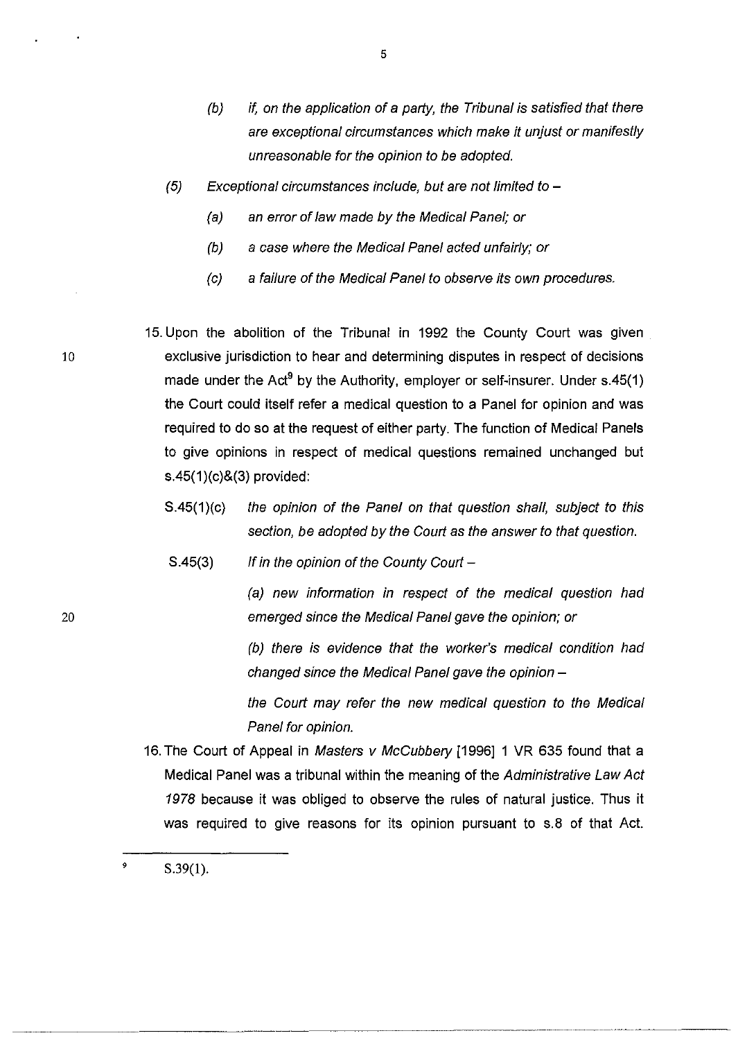> (b) *if, on the application of a party, the Tribunal is satisfied that there are exceptional circumstances which make it unjust or manifestly unreasonable for the opinion to be adopted.*
>
> (5) *Exceptional circumstances include, but are not limited to –*
>
> > (a) *an error of law made by the Medical Panel; or*
> >
> > (b) *a case where the Medical Panel acted unfairly; or*
> >
> > (c) *a failure of the Medical Panel to observe its own procedures.*

15. Upon the abolition of the Tribunal in 1992 the County Court was given exclusive jurisdiction to hear and determining disputes in respect of decisions made under the Act[9] by the Authority, employer or self-insurer. Under s.45(1) the Court could itself refer a medical question to a Panel for opinion and was required to do so at the request of either party. The function of Medical Panels to give opinions in respect of medical questions remained unchanged but s.45(1)(c)&(3) provided:

> S.45(1)(c) *the opinion of the Panel on that question shall, subject to this section, be adopted by the Court as the answer to that question.*
>
> S.45(3) *If in the opinion of the County Court –*
>
> *(a) new information in respect of the medical question had emerged since the Medical Panel gave the opinion; or*
>
> *(b) there is evidence that the worker's medical condition had changed since the Medical Panel gave the opinion –*
>
> *the Court may refer the new medical question to the Medical Panel for opinion.*

16. The Court of Appeal in *Masters v McCubbery* [1996] 1 VR 635 found that a Medical Panel was a tribunal within the meaning of the *Administrative Law Act 1978* because it was obliged to observe the rules of natural justice. Thus it was required to give reasons for its opinion pursuant to s.8 of that Act.

---

[9] S.39(1).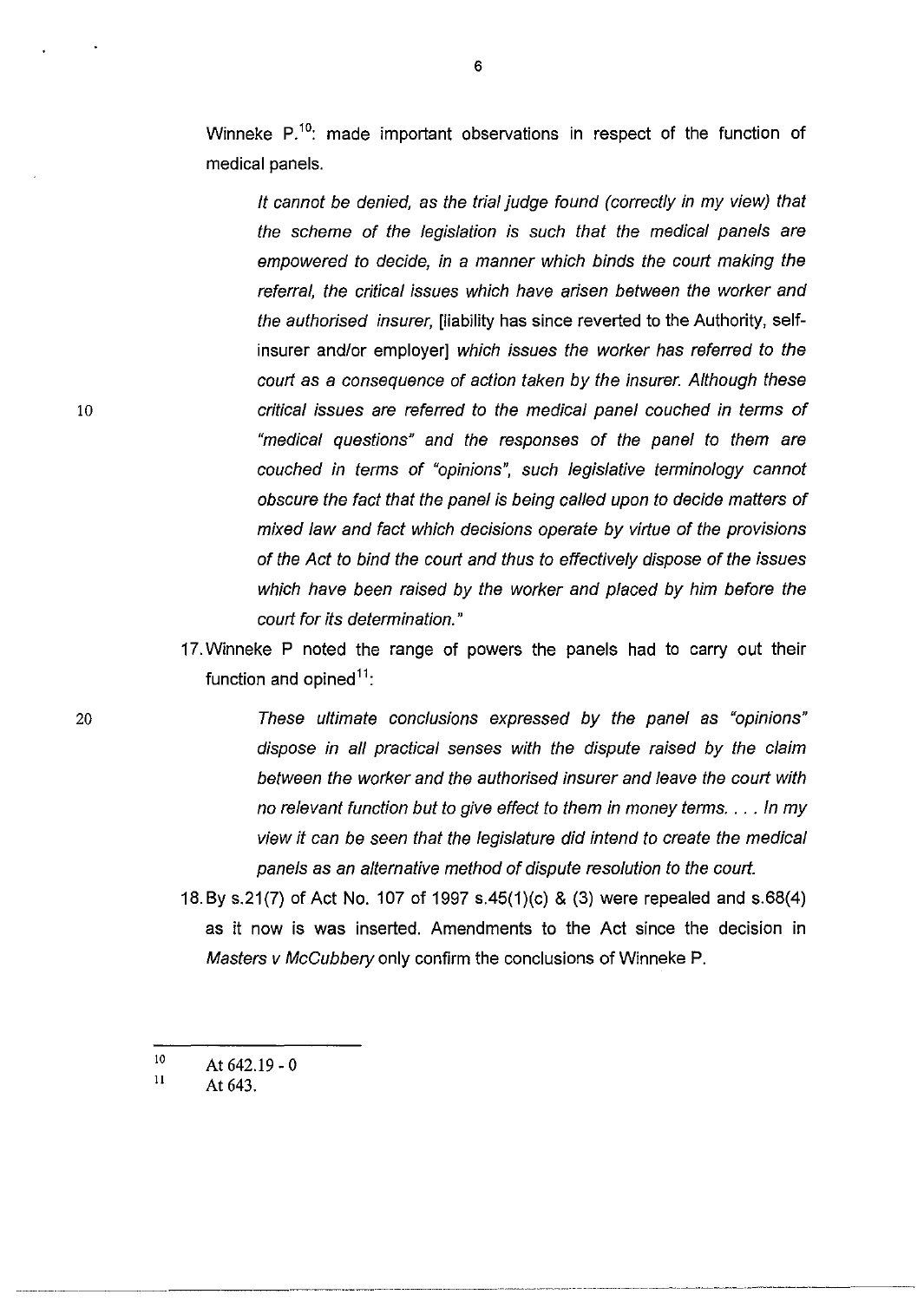Winneke P.[10]: made important observations in respect of the function of medical panels.

> *It cannot be denied, as the trial judge found (correctly in my view) that the scheme of the legislation is such that the medical panels are empowered to decide, in a manner which binds the court making the referral, the critical issues which have arisen between the worker and the authorised insurer,* [liability has since reverted to the Authority, self-insurer and/or employer] *which issues the worker has referred to the court as a consequence of action taken by the insurer. Although these critical issues are referred to the medical panel couched in terms of "medical questions" and the responses of the panel to them are couched in terms of "opinions", such legislative terminology cannot obscure the fact that the panel is being called upon to decide matters of mixed law and fact which decisions operate by virtue of the provisions of the Act to bind the court and thus to effectively dispose of the issues which have been raised by the worker and placed by him before the court for its determination."*

17. Winneke P noted the range of powers the panels had to carry out their function and opined[11]:

> *These ultimate conclusions expressed by the panel as "opinions" dispose in all practical senses with the dispute raised by the claim between the worker and the authorised insurer and leave the court with no relevant function but to give effect to them in money terms. . . . In my view it can be seen that the legislature did intend to create the medical panels as an alternative method of dispute resolution to the court.*

18. By s.21(7) of Act No. 107 of 1997 s.45(1)(c) & (3) were repealed and s.68(4) as it now is was inserted. Amendments to the Act since the decision in *Masters v McCubbery* only confirm the conclusions of Winneke P.

---

[10] At 642.19 - 0

[11] At 643.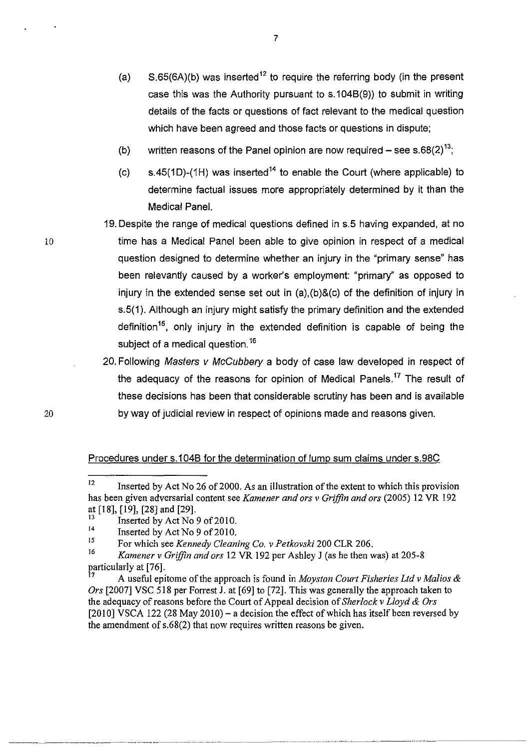(a) S.65(6A)(b) was inserted[12] to require the referring body (in the present case this was the Authority pursuant to s.104B(9)) to submit in writing details of the facts or questions of fact relevant to the medical question which have been agreed and those facts or questions in dispute;

(b) written reasons of the Panel opinion are now required – see s.68(2)[13];

(c) s.45(1D)-(1H) was inserted[14] to enable the Court (where applicable) to determine factual issues more appropriately determined by it than the Medical Panel.

19. Despite the range of medical questions defined in s.5 having expanded, at no time has a Medical Panel been able to give opinion in respect of a medical question designed to determine whether an injury in the "primary sense" has been relevantly caused by a worker's employment: "primary" as opposed to injury in the extended sense set out in (a),(b)&(c) of the definition of injury in s.5(1). Although an injury might satisfy the primary definition and the extended definition[15], only injury in the extended definition is capable of being the subject of a medical question.[16]

20. Following *Masters v McCubbery* a body of case law developed in respect of the adequacy of the reasons for opinion of Medical Panels.[17] The result of these decisions has been that considerable scrutiny has been and is available by way of judicial review in respect of opinions made and reasons given.

<u>Procedures under s.104B for the determination of lump sum claims under s.98C</u>

---

[12] Inserted by Act No 26 of 2000. As an illustration of the extent to which this provision has been given adversarial content see *Kamener and ors v Griffin and ors* (2005) 12 VR 192 at [18], [19], [28] and [29].

[13] Inserted by Act No 9 of 2010.

[14] Inserted by Act No 9 of 2010.

[15] For which see *Kennedy Cleaning Co. v Petkovski* 200 CLR 206.

[16] *Kamener v Griffin and ors* 12 VR 192 per Ashley J (as he then was) at 205-8 particularly at [76].

[17] A useful epitome of the approach is found in *Moyston Court Fisheries Ltd v Malios & Ors* [2007] VSC 518 per Forrest J. at [69] to [72]. This was generally the approach taken to the adequacy of reasons before the Court of Appeal decision of *Sherlock v Lloyd & Ors* [2010] VSCA 122 (28 May 2010) – a decision the effect of which has itself been reversed by the amendment of s.68(2) that now requires written reasons be given.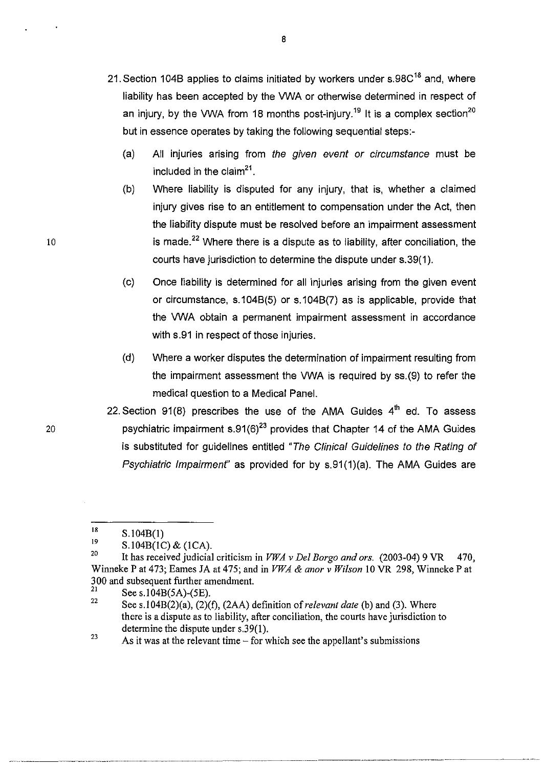21. Section 104B applies to claims initiated by workers under s.98C[18] and, where liability has been accepted by the VWA or otherwise determined in respect of an injury, by the VWA from 18 months post-injury.[19] It is a complex section[20] but in essence operates by taking the following sequential steps:-

    (a) All injuries arising from *the given event or circumstance* must be included in the claim[21].

    (b) Where liability is disputed for any injury, that is, whether a claimed injury gives rise to an entitlement to compensation under the Act, then the liability dispute must be resolved before an impairment assessment is made.[22] Where there is a dispute as to liability, after conciliation, the courts have jurisdiction to determine the dispute under s.39(1).

    (c) Once liability is determined for all injuries arising from the given event or circumstance, s.104B(5) or s.104B(7) as is applicable, provide that the VWA obtain a permanent impairment assessment in accordance with s.91 in respect of those injuries.

    (d) Where a worker disputes the determination of impairment resulting from the impairment assessment the VWA is required by ss.(9) to refer the medical question to a Medical Panel.

22. Section 91(8) prescribes the use of the AMA Guides 4th ed. To assess psychiatric impairment s.91(6)[23] provides that Chapter 14 of the AMA Guides is substituted for guidelines entitled "*The Clinical Guidelines to the Rating of Psychiatric Impairment*" as provided for by s.91(1)(a). The AMA Guides are

---

18 S.104B(1)

19 S.104B(1C) & (1CA).

20 It has received judicial criticism in *VWA v Del Borgo and ors.* (2003-04) 9 VR 470, Winneke P at 473; Eames JA at 475; and in *VWA & anor v Wilson* 10 VR 298, Winneke P at 300 and subsequent further amendment.

21 See s.104B(5A)-(5E).

22 See s.104B(2)(a), (2)(f), (2AA) definition of *relevant date* (b) and (3). Where there is a dispute as to liability, after conciliation, the courts have jurisdiction to determine the dispute under s.39(1).

23 As it was at the relevant time – for which see the appellant's submissions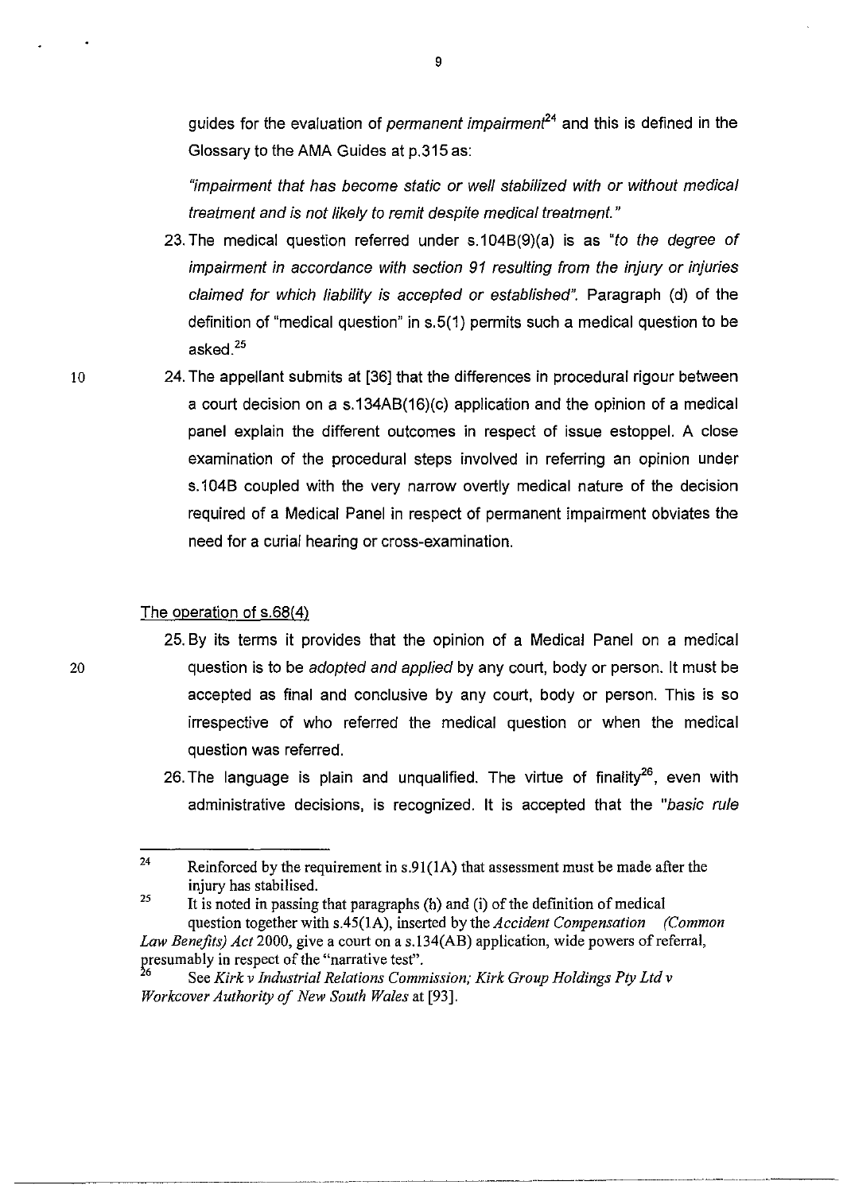guides for the evaluation of *permanent impairment*[24] and this is defined in the Glossary to the AMA Guides at p.315 as:

*"impairment that has become static or well stabilized with or without medical treatment and is not likely to remit despite medical treatment."*

23. The medical question referred under s.104B(9)(a) is as *"to the degree of impairment in accordance with section 91 resulting from the injury or injuries claimed for which liability is accepted or established"*. Paragraph (d) of the definition of "medical question" in s.5(1) permits such a medical question to be asked.[25]

24. The appellant submits at [36] that the differences in procedural rigour between a court decision on a s.134AB(16)(c) application and the opinion of a medical panel explain the different outcomes in respect of issue estoppel. A close examination of the procedural steps involved in referring an opinion under s.104B coupled with the very narrow overtly medical nature of the decision required of a Medical Panel in respect of permanent impairment obviates the need for a curial hearing or cross-examination.

<u>The operation of s.68(4)</u>

25. By its terms it provides that the opinion of a Medical Panel on a medical question is to be *adopted and applied* by any court, body or person. It must be accepted as final and conclusive by any court, body or person. This is so irrespective of who referred the medical question or when the medical question was referred.

26. The language is plain and unqualified. The virtue of finality[26], even with administrative decisions, is recognized. It is accepted that the *"basic rule*

---

[24] Reinforced by the requirement in s.91(1A) that assessment must be made after the injury has stabilised.

[25] It is noted in passing that paragraphs (h) and (i) of the definition of medical question together with s.45(1A), inserted by the *Accident Compensation (Common Law Benefits) Act* 2000, give a court on a s.134(AB) application, wide powers of referral, presumably in respect of the "narrative test".

[26] See *Kirk v Industrial Relations Commission; Kirk Group Holdings Pty Ltd v Workcover Authority of New South Wales* at [93].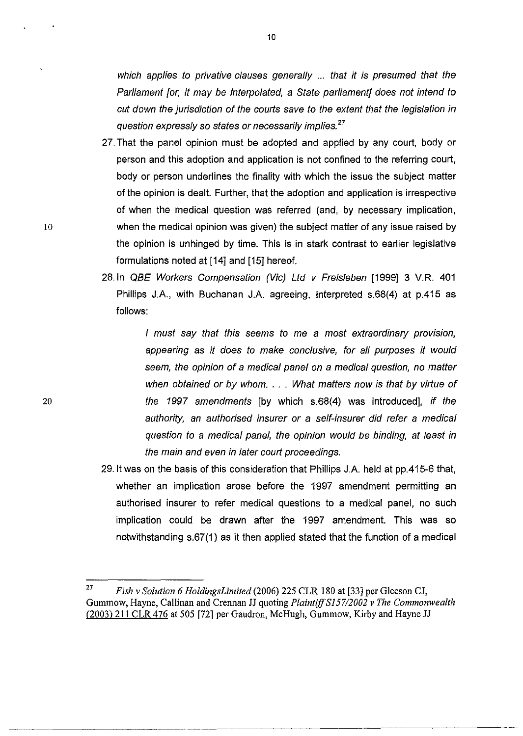*which applies to privative clauses generally ... that it is presumed that the Parliament [or, it may be interpolated, a State parliament] does not intend to cut down the jurisdiction of the courts save to the extent that the legislation in question expressly so states or necessarily implies.*[27]

27. That the panel opinion must be adopted and applied by any court, body or person and this adoption and application is not confined to the referring court, body or person underlines the finality with which the issue the subject matter of the opinion is dealt. Further, that the adoption and application is irrespective of when the medical question was referred (and, by necessary implication, when the medical opinion was given) the subject matter of any issue raised by the opinion is unhinged by time. This is in stark contrast to earlier legislative formulations noted at [14] and [15] hereof.

28. In *QBE Workers Compensation (Vic) Ltd v Freisleben* [1999] 3 V.R. 401 Phillips J.A., with Buchanan J.A. agreeing, interpreted s.68(4) at p.415 as follows:

> *I must say that this seems to me a most extraordinary provision, appearing as it does to make conclusive, for all purposes it would seem, the opinion of a medical panel on a medical question, no matter when obtained or by whom. . . . What matters now is that by virtue of the 1997 amendments* [by which s.68(4) was introduced], *if the authority, an authorised insurer or a self-insurer did refer a medical question to a medical panel, the opinion would be binding, at least in the main and even in later court proceedings.*

29. It was on the basis of this consideration that Phillips J.A. held at pp.415-6 that, whether an implication arose before the 1997 amendment permitting an authorised insurer to refer medical questions to a medical panel, no such implication could be drawn after the 1997 amendment. This was so notwithstanding s.67(1) as it then applied stated that the function of a medical

---

[27] *Fish v Solution 6 HoldingsLimited* (2006) 225 CLR 180 at [33] per Gleeson CJ, Gummow, Hayne, Callinan and Crennan JJ quoting *Plaintiff S157/2002 v The Commonwealth* (2003) 211 CLR 476 at 505 [72] per Gaudron, McHugh, Gummow, Kirby and Hayne JJ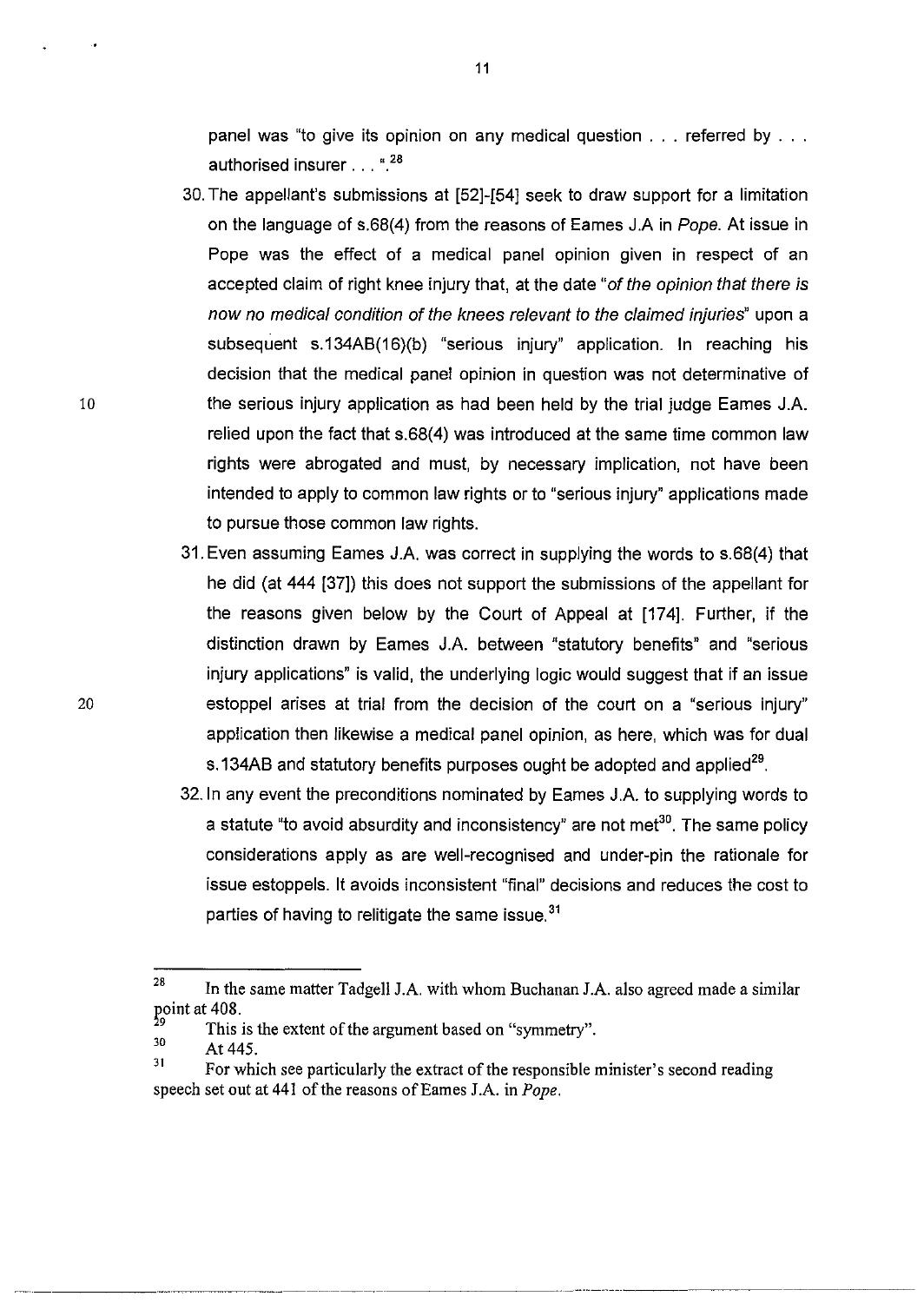panel was "to give its opinion on any medical question . . . referred by . . . authorised insurer . . . ".[28]

30. The appellant's submissions at [52]-[54] seek to draw support for a limitation on the language of s.68(4) from the reasons of Eames J.A in *Pope*. At issue in Pope was the effect of a medical panel opinion given in respect of an accepted claim of right knee injury that, at the date "*of the opinion that there is now no medical condition of the knees relevant to the claimed injuries*" upon a subsequent s.134AB(16)(b) "serious injury" application. In reaching his decision that the medical panel opinion in question was not determinative of the serious injury application as had been held by the trial judge Eames J.A. relied upon the fact that s.68(4) was introduced at the same time common law rights were abrogated and must, by necessary implication, not have been intended to apply to common law rights or to "serious injury" applications made to pursue those common law rights.

31. Even assuming Eames J.A. was correct in supplying the words to s.68(4) that he did (at 444 [37]) this does not support the submissions of the appellant for the reasons given below by the Court of Appeal at [174]. Further, if the distinction drawn by Eames J.A. between "statutory benefits" and "serious injury applications" is valid, the underlying logic would suggest that if an issue estoppel arises at trial from the decision of the court on a "serious injury" application then likewise a medical panel opinion, as here, which was for dual s.134AB and statutory benefits purposes ought be adopted and applied[29].

32. In any event the preconditions nominated by Eames J.A. to supplying words to a statute "to avoid absurdity and inconsistency" are not met[30]. The same policy considerations apply as are well-recognised and under-pin the rationale for issue estoppels. It avoids inconsistent "final" decisions and reduces the cost to parties of having to relitigate the same issue.[31]

---

[28] In the same matter Tadgell J.A. with whom Buchanan J.A. also agreed made a similar point at 408.

[29] This is the extent of the argument based on "symmetry".

[30] At 445.

[31] For which see particularly the extract of the responsible minister's second reading speech set out at 441 of the reasons of Eames J.A. in *Pope*.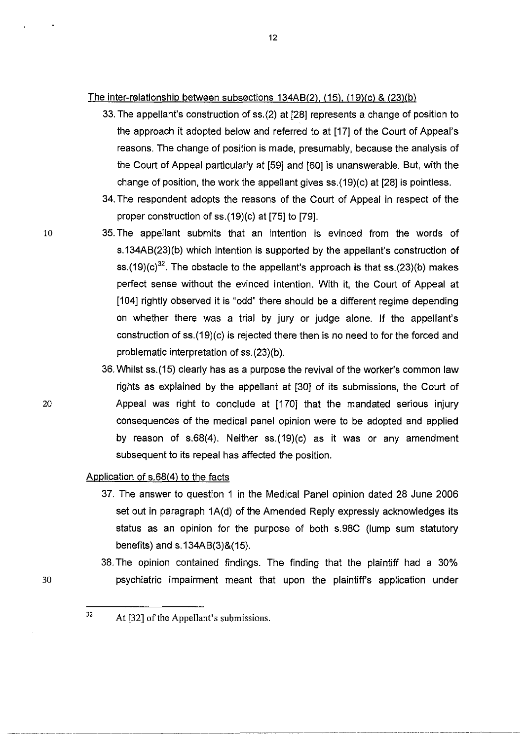The inter-relationship between subsections 134AB(2), (15), (19)(c) & (23)(b)

33. The appellant's construction of ss.(2) at [28] represents a change of position to the approach it adopted below and referred to at [17] of the Court of Appeal's reasons. The change of position is made, presumably, because the analysis of the Court of Appeal particularly at [59] and [60] is unanswerable. But, with the change of position, the work the appellant gives ss.(19)(c) at [28] is pointless.

34. The respondent adopts the reasons of the Court of Appeal in respect of the proper construction of ss.(19)(c) at [75] to [79].

35. The appellant submits that an intention is evinced from the words of s.134AB(23)(b) which intention is supported by the appellant's construction of ss.(19)(c)[32]. The obstacle to the appellant's approach is that ss.(23)(b) makes perfect sense without the evinced intention. With it, the Court of Appeal at [104] rightly observed it is "odd" there should be a different regime depending on whether there was a trial by jury or judge alone. If the appellant's construction of ss.(19)(c) is rejected there then is no need to for the forced and problematic interpretation of ss.(23)(b).

36. Whilst ss.(15) clearly has as a purpose the revival of the worker's common law rights as explained by the appellant at [30] of its submissions, the Court of Appeal was right to conclude at [170] that the mandated serious injury consequences of the medical panel opinion were to be adopted and applied by reason of s.68(4). Neither ss.(19)(c) as it was or any amendment subsequent to its repeal has affected the position.

Application of s.68(4) to the facts

37. The answer to question 1 in the Medical Panel opinion dated 28 June 2006 set out in paragraph 1A(d) of the Amended Reply expressly acknowledges its status as an opinion for the purpose of both s.98C (lump sum statutory benefits) and s.134AB(3)&(15).

38. The opinion contained findings. The finding that the plaintiff had a 30% psychiatric impairment meant that upon the plaintiff's application under

---

[32] At [32] of the Appellant's submissions.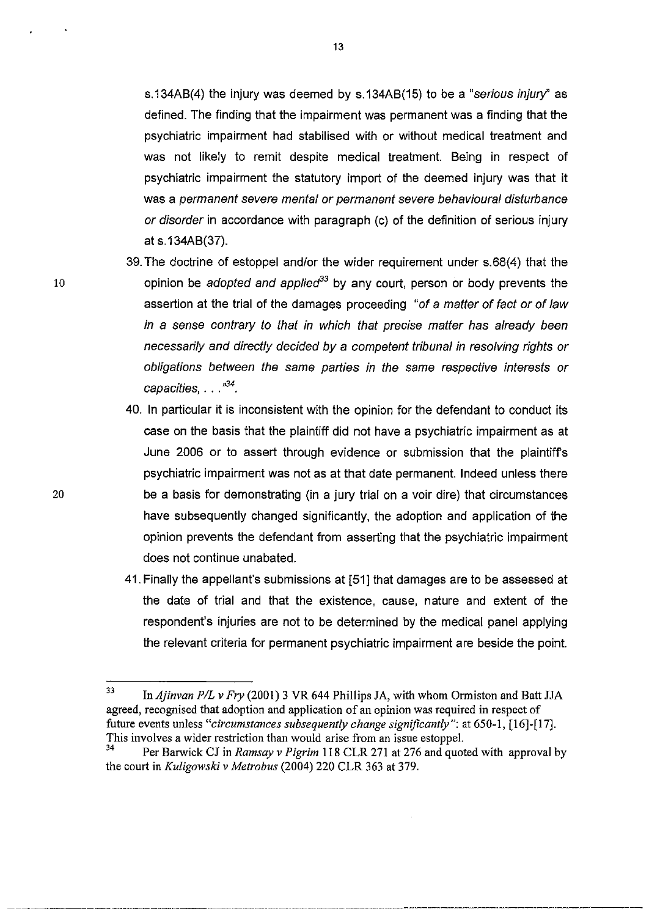s.134AB(4) the injury was deemed by s.134AB(15) to be a "*serious injury*" as defined. The finding that the impairment was permanent was a finding that the psychiatric impairment had stabilised with or without medical treatment and was not likely to remit despite medical treatment. Being in respect of psychiatric impairment the statutory import of the deemed injury was that it was a *permanent severe mental or permanent severe behavioural disturbance or disorder* in accordance with paragraph (c) of the definition of serious injury at s.134AB(37).

39. The doctrine of estoppel and/or the wider requirement under s.68(4) that the opinion be *adopted and applied*[33] by any court, person or body prevents the assertion at the trial of the damages proceeding "*of a matter of fact or of law in a sense contrary to that in which that precise matter has already been necessarily and directly decided by a competent tribunal in resolving rights or obligations between the same parties in the same respective interests or capacities, . . .*"[34].

40. In particular it is inconsistent with the opinion for the defendant to conduct its case on the basis that the plaintiff did not have a psychiatric impairment as at June 2006 or to assert through evidence or submission that the plaintiff's psychiatric impairment was not as at that date permanent. Indeed unless there be a basis for demonstrating (in a jury trial on a voir dire) that circumstances have subsequently changed significantly, the adoption and application of the opinion prevents the defendant from asserting that the psychiatric impairment does not continue unabated.

41. Finally the appellant's submissions at [51] that damages are to be assessed at the date of trial and that the existence, cause, nature and extent of the respondent's injuries are not to be determined by the medical panel applying the relevant criteria for permanent psychiatric impairment are beside the point.

---

[33] In *Ajinvan P/L v Fry* (2001) 3 VR 644 Phillips JA, with whom Ormiston and Batt JJA agreed, recognised that adoption and application of an opinion was required in respect of future events unless "*circumstances subsequently change significantly*": at 650-1, [16]-[17]. This involves a wider restriction than would arise from an issue estoppel.

[34] Per Barwick CJ in *Ramsay v Pigrim* 118 CLR 271 at 276 and quoted with approval by the court in *Kuligowski v Metrobus* (2004) 220 CLR 363 at 379.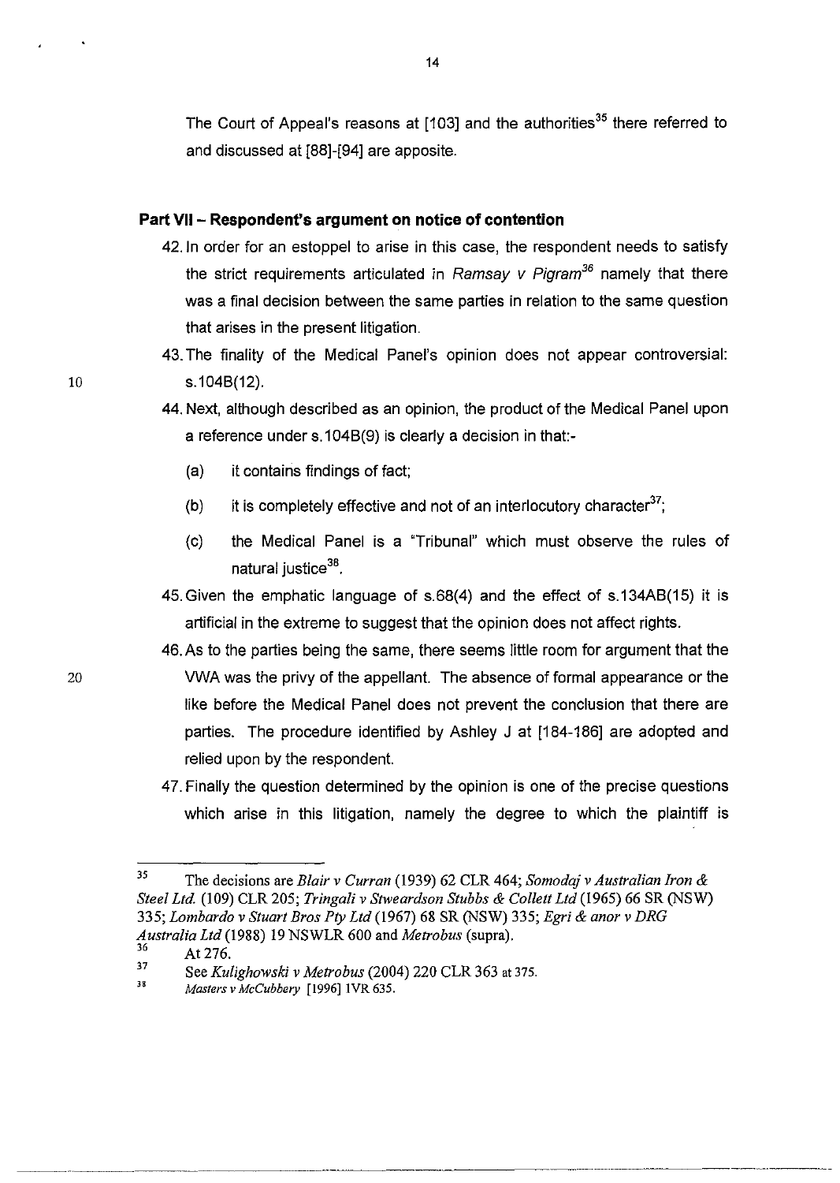The Court of Appeal's reasons at [103] and the authorities[35] there referred to and discussed at [88]-[94] are apposite.

## Part VII – Respondent's argument on notice of contention

42. In order for an estoppel to arise in this case, the respondent needs to satisfy the strict requirements articulated in *Ramsay v Pigram*[36] namely that there was a final decision between the same parties in relation to the same question that arises in the present litigation.

43. The finality of the Medical Panel's opinion does not appear controversial: s.104B(12).

44. Next, although described as an opinion, the product of the Medical Panel upon a reference under s.104B(9) is clearly a decision in that:-

    (a) it contains findings of fact;

    (b) it is completely effective and not of an interlocutory character[37];

    (c) the Medical Panel is a "Tribunal" which must observe the rules of natural justice[38].

45. Given the emphatic language of s.68(4) and the effect of s.134AB(15) it is artificial in the extreme to suggest that the opinion does not affect rights.

46. As to the parties being the same, there seems little room for argument that the VWA was the privy of the appellant. The absence of formal appearance or the like before the Medical Panel does not prevent the conclusion that there are parties. The procedure identified by Ashley J at [184-186] are adopted and relied upon by the respondent.

47. Finally the question determined by the opinion is one of the precise questions which arise in this litigation, namely the degree to which the plaintiff is

---

[35] The decisions are *Blair v Curran* (1939) 62 CLR 464; *Somodaj v Australian Iron & Steel Ltd.* (109) CLR 205; *Tringali v Stweardson Stubbs & Collett Ltd* (1965) 66 SR (NSW) 335; *Lombardo v Stuart Bros Pty Ltd* (1967) 68 SR (NSW) 335; *Egri & anor v DRG Australia Ltd* (1988) 19 NSWLR 600 and *Metrobus* (supra).

[36] At 276.

[37] See *Kulighowski v Metrobus* (2004) 220 CLR 363 at 375.

[38] *Masters v McCubbery* [1996] 1VR 635.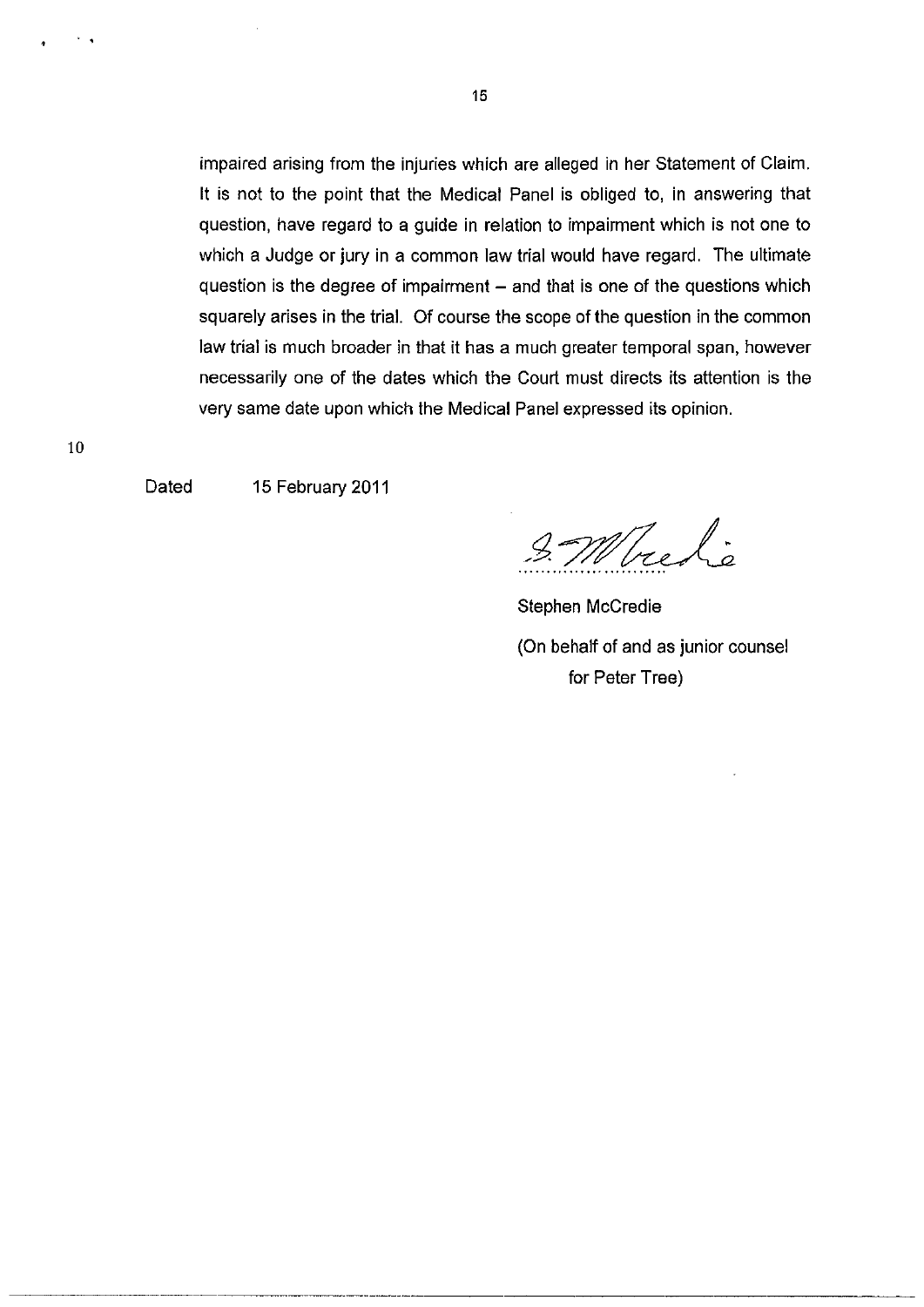impaired arising from the injuries which are alleged in her Statement of Claim. It is not to the point that the Medical Panel is obliged to, in answering that question, have regard to a guide in relation to impairment which is not one to which a Judge or jury in a common law trial would have regard. The ultimate question is the degree of impairment – and that is one of the questions which squarely arises in the trial. Of course the scope of the question in the common law trial is much broader in that it has a much greater temporal span, however necessarily one of the dates which the Court must directs its attention is the very same date upon which the Medical Panel expressed its opinion.

10

Dated 15 February 2011

........................

Stephen McCredie

(On behalf of and as junior counsel for Peter Tree)